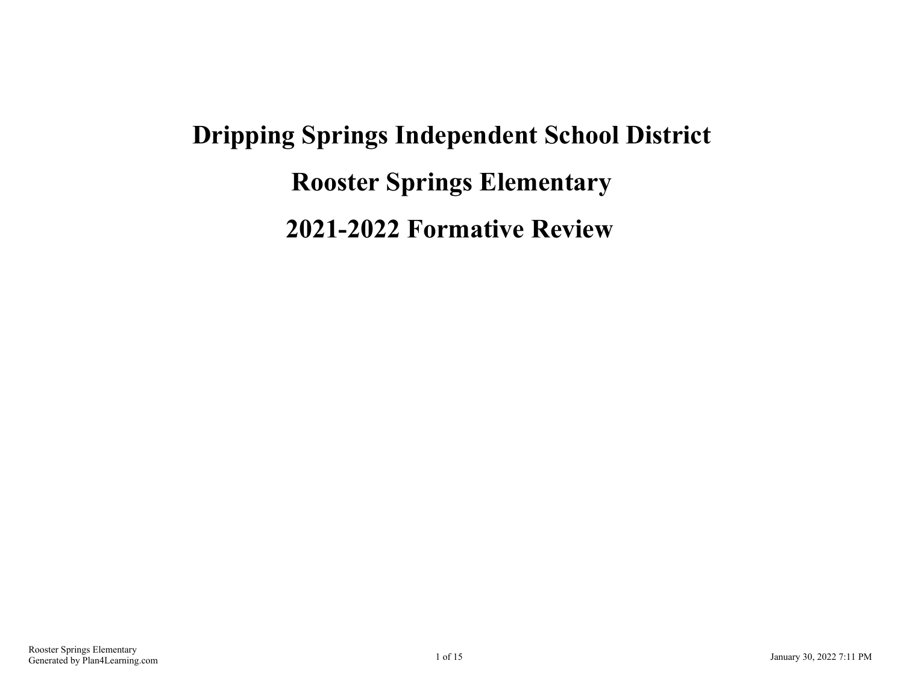# Dripping Springs Independent School District

# Rooster Springs Elementary

# 2021-2022 Formative Review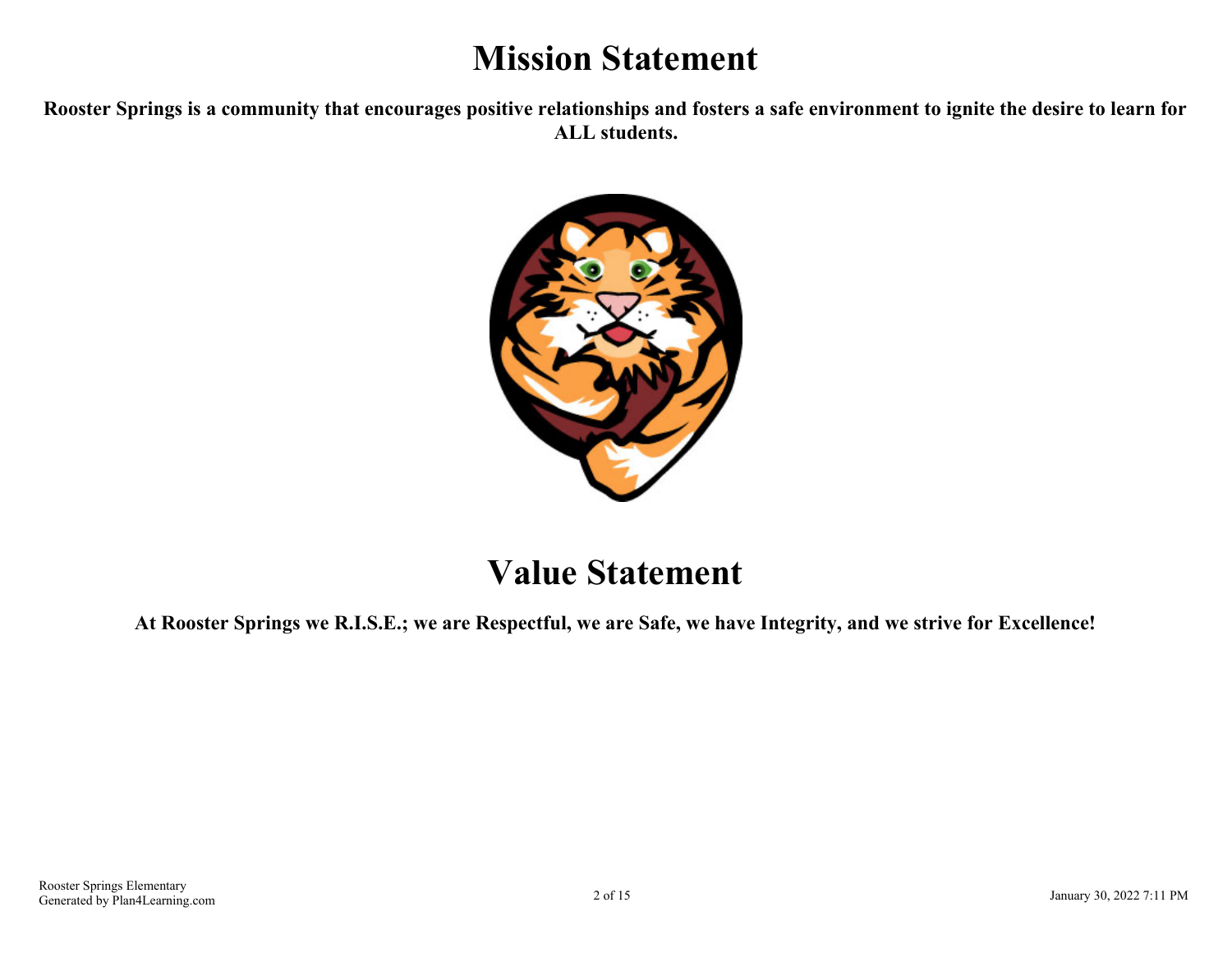# Mission Statement

**Rooster Springs is a community that encourages positive relationships and fosters a safe environment to ignite the desire to learn for ALL students.**

# Value Statement

**At Rooster Springs we R.I.S.E.; we are Respectful, we are Safe, we have Integrity, and we strive for Excellence!**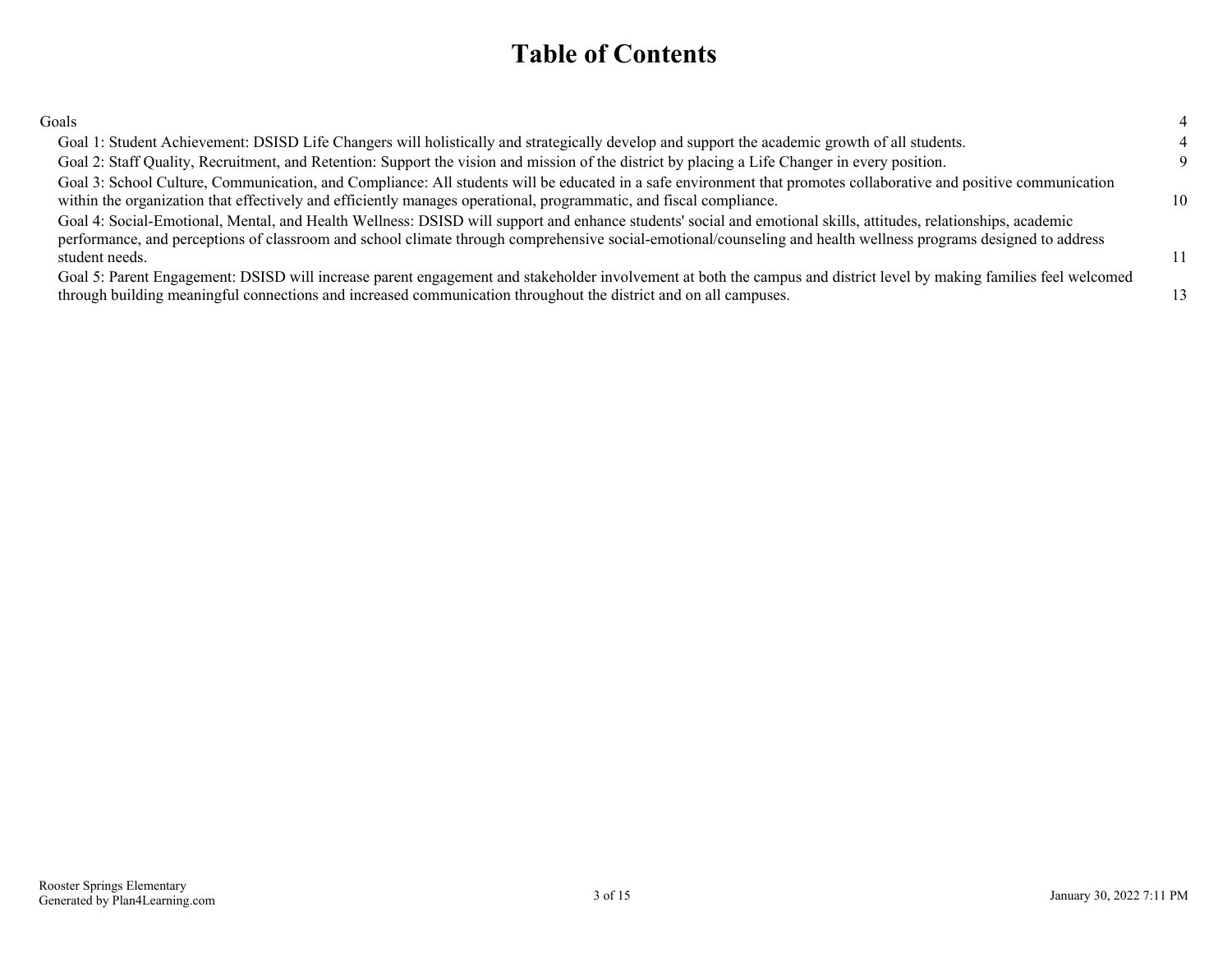# Table of Contents

| | |
|---|---|
| Goals | 4 |
| Goal 1: Student Achievement: DSISD Life Changers will holistically and strategically develop and support the academic growth of all students. | 4 |
| Goal 2: Staff Quality, Recruitment, and Retention: Support the vision and mission of the district by placing a Life Changer in every position. | 9 |
| Goal 3: School Culture, Communication, and Compliance: All students will be educated in a safe environment that promotes collaborative and positive communication within the organization that effectively and efficiently manages operational, programmatic, and fiscal compliance. | 10 |
| Goal 4: Social-Emotional, Mental, and Health Wellness: DSISD will support and enhance students' social and emotional skills, attitudes, relationships, academic performance, and perceptions of classroom and school climate through comprehensive social-emotional/counseling and health wellness programs designed to address student needs. | 11 |
| Goal 5: Parent Engagement: DSISD will increase parent engagement and stakeholder involvement at both the campus and district level by making families feel welcomed through building meaningful connections and increased communication throughout the district and on all campuses. | 13 |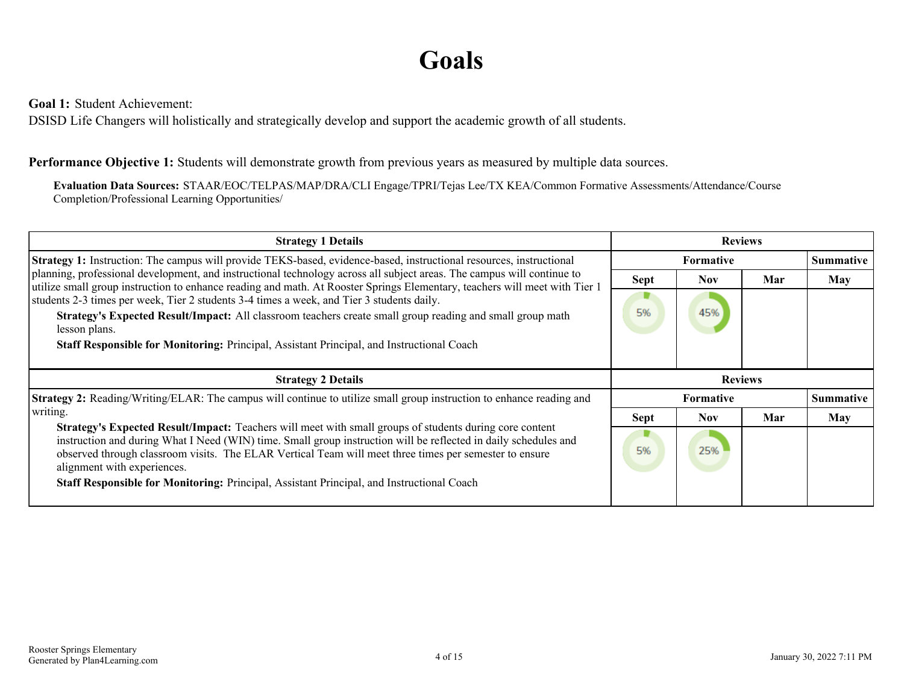# Goals

**Goal 1:** Student Achievement:
DSISD Life Changers will holistically and strategically develop and support the academic growth of all students.

**Performance Objective 1:** Students will demonstrate growth from previous years as measured by multiple data sources.

**Evaluation Data Sources:** STAAR/EOC/TELPAS/MAP/DRA/CLI Engage/TPRI/Tejas Lee/TX KEA/Common Formative Assessments/Attendance/Course Completion/Professional Learning Opportunities/

| Strategy 1 Details | Reviews | | | |
|---|---|---|---|---|
| | Formative | | | Summative |
| | Sept | Nov | Mar | May |
| **Strategy 1:** Instruction: The campus will provide TEKS-based, evidence-based, instructional resources, instructional planning, professional development, and instructional technology across all subject areas. The campus will continue to utilize small group instruction to enhance reading and math. At Rooster Springs Elementary, teachers will meet with Tier 1 students 2-3 times per week, Tier 2 students 3-4 times a week, and Tier 3 students daily. **Strategy's Expected Result/Impact:** All classroom teachers create small group reading and small group math lesson plans. **Staff Responsible for Monitoring:** Principal, Assistant Principal, and Instructional Coach | 5% | 45% | | |

| Strategy 2 Details | Reviews | | | |
|---|---|---|---|---|
| | Formative | | | Summative |
| | Sept | Nov | Mar | May |
| **Strategy 2:** Reading/Writing/ELAR: The campus will continue to utilize small group instruction to enhance reading and writing. **Strategy's Expected Result/Impact:** Teachers will meet with small groups of students during core content instruction and during What I Need (WIN) time. Small group instruction will be reflected in daily schedules and observed through classroom visits. The ELAR Vertical Team will meet three times per semester to ensure alignment with experiences. **Staff Responsible for Monitoring:** Principal, Assistant Principal, and Instructional Coach | 5% | 25% | | |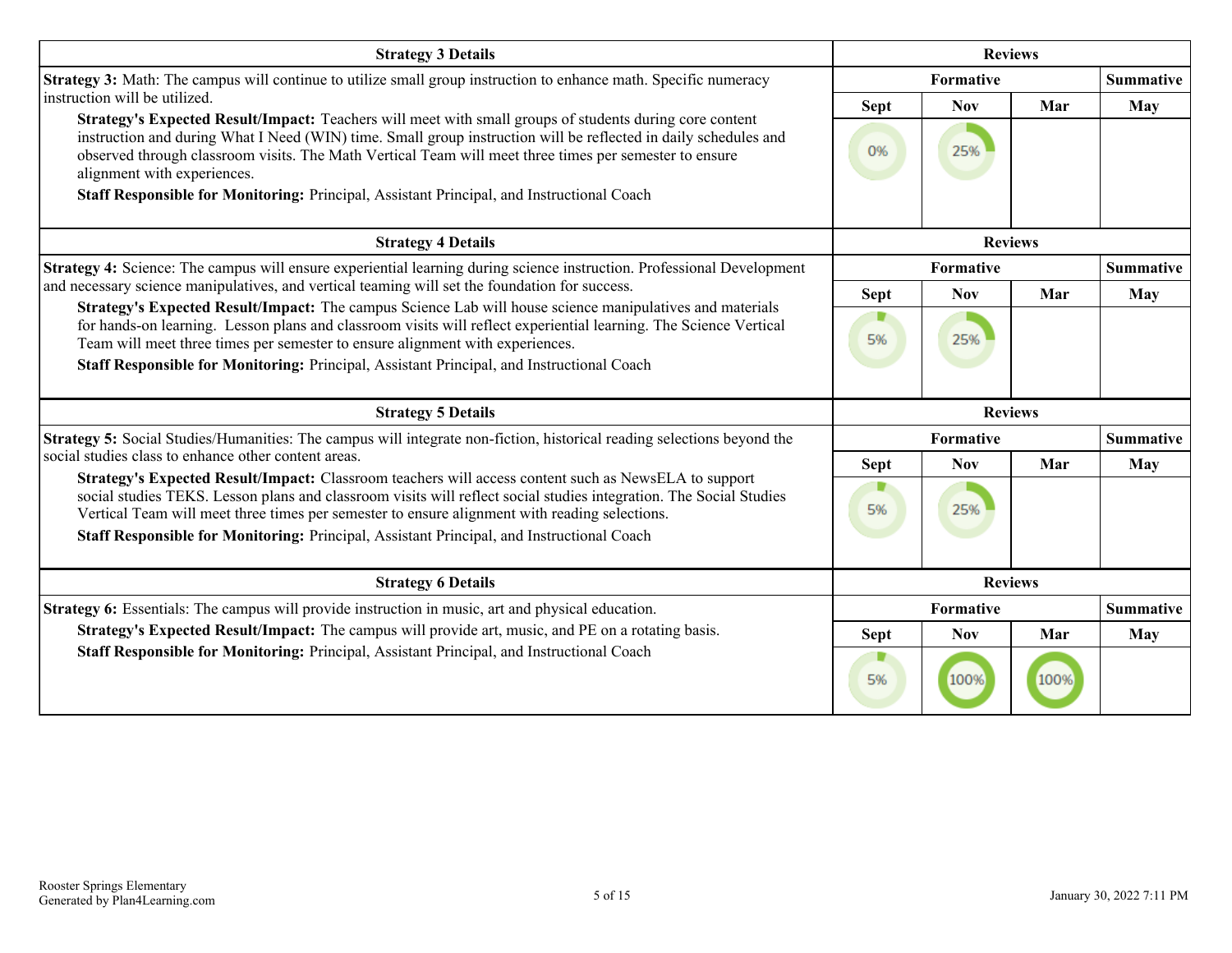| Strategy 3 Details | Reviews | | | |
|---|---|---|---|---|
| | Formative | | | Summative |
| **Strategy 3:** Math: The campus will continue to utilize small group instruction to enhance math. Specific numeracy instruction will be utilized.<br>**Strategy's Expected Result/Impact:** Teachers will meet with small groups of students during core content instruction and during What I Need (WIN) time. Small group instruction will be reflected in daily schedules and observed through classroom visits. The Math Vertical Team will meet three times per semester to ensure alignment with experiences.<br>**Staff Responsible for Monitoring:** Principal, Assistant Principal, and Instructional Coach | Sept | Nov | Mar | May |
| | 0% | 25% | | |

| Strategy 4 Details | Reviews | | | |
|---|---|---|---|---|
| | Formative | | | Summative |
| **Strategy 4:** Science: The campus will ensure experiential learning during science instruction. Professional Development and necessary science manipulatives, and vertical teaming will set the foundation for success.<br>**Strategy's Expected Result/Impact:** The campus Science Lab will house science manipulatives and materials for hands-on learning. Lesson plans and classroom visits will reflect experiential learning. The Science Vertical Team will meet three times per semester to ensure alignment with experiences.<br>**Staff Responsible for Monitoring:** Principal, Assistant Principal, and Instructional Coach | Sept | Nov | Mar | May |
| | 5% | 25% | | |

| Strategy 5 Details | Reviews | | | |
|---|---|---|---|---|
| | Formative | | | Summative |
| **Strategy 5:** Social Studies/Humanities: The campus will integrate non-fiction, historical reading selections beyond the social studies class to enhance other content areas.<br>**Strategy's Expected Result/Impact:** Classroom teachers will access content such as NewsELA to support social studies TEKS. Lesson plans and classroom visits will reflect social studies integration. The Social Studies Vertical Team will meet three times per semester to ensure alignment with reading selections.<br>**Staff Responsible for Monitoring:** Principal, Assistant Principal, and Instructional Coach | Sept | Nov | Mar | May |
| | 5% | 25% | | |

| Strategy 6 Details | Reviews | | | |
|---|---|---|---|---|
| | Formative | | | Summative |
| **Strategy 6:** Essentials: The campus will provide instruction in music, art and physical education.<br>**Strategy's Expected Result/Impact:** The campus will provide art, music, and PE on a rotating basis.<br>**Staff Responsible for Monitoring:** Principal, Assistant Principal, and Instructional Coach | Sept | Nov | Mar | May |
| | 5% | 100% | 100% | |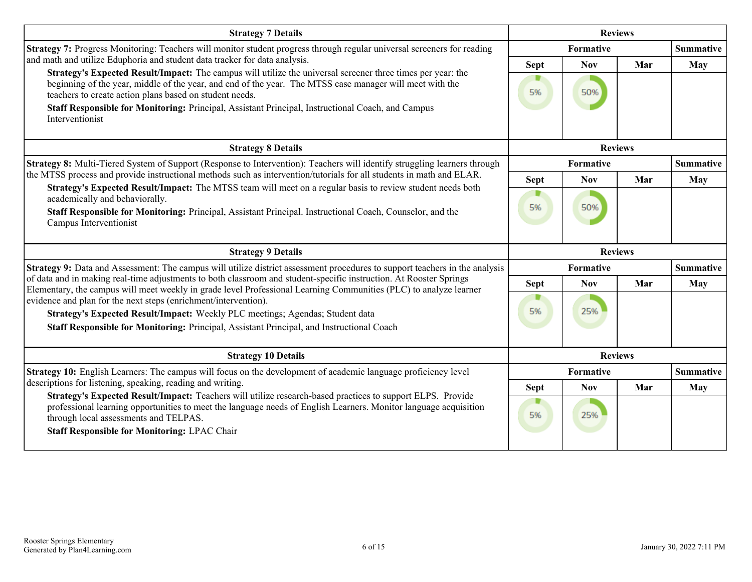| Strategy 7 Details | Reviews | | | |
|---|---|---|---|---|
| **Strategy 7:** Progress Monitoring: Teachers will monitor student progress through regular universal screeners for reading and math and utilize Eduphoria and student data tracker for data analysis.<br>**Strategy's Expected Result/Impact:** The campus will utilize the universal screener three times per year: the beginning of the year, middle of the year, and end of the year. The MTSS case manager will meet with the teachers to create action plans based on student needs.<br>**Staff Responsible for Monitoring:** Principal, Assistant Principal, Instructional Coach, and Campus Interventionist | **Formative** | | | **Summative** |
| | **Sept** | **Nov** | **Mar** | **May** |
| | 5% | 50% | | |

| Strategy 8 Details | Reviews | | | |
|---|---|---|---|---|
| **Strategy 8:** Multi-Tiered System of Support (Response to Intervention): Teachers will identify struggling learners through the MTSS process and provide instructional methods such as intervention/tutorials for all students in math and ELAR.<br>**Strategy's Expected Result/Impact:** The MTSS team will meet on a regular basis to review student needs both academically and behaviorally.<br>**Staff Responsible for Monitoring:** Principal, Assistant Principal. Instructional Coach, Counselor, and the Campus Interventionist | **Formative** | | | **Summative** |
| | **Sept** | **Nov** | **Mar** | **May** |
| | 5% | 50% | | |

| Strategy 9 Details | Reviews | | | |
|---|---|---|---|---|
| **Strategy 9:** Data and Assessment: The campus will utilize district assessment procedures to support teachers in the analysis of data and in making real-time adjustments to both classroom and student-specific instruction. At Rooster Springs Elementary, the campus will meet weekly in grade level Professional Learning Communities (PLC) to analyze learner evidence and plan for the next steps (enrichment/intervention).<br>**Strategy's Expected Result/Impact:** Weekly PLC meetings; Agendas; Student data<br>**Staff Responsible for Monitoring:** Principal, Assistant Principal, and Instructional Coach | **Formative** | | | **Summative** |
| | **Sept** | **Nov** | **Mar** | **May** |
| | 5% | 25% | | |

| Strategy 10 Details | Reviews | | | |
|---|---|---|---|---|
| **Strategy 10:** English Learners: The campus will focus on the development of academic language proficiency level descriptions for listening, speaking, reading and writing.<br>**Strategy's Expected Result/Impact:** Teachers will utilize research-based practices to support ELPS. Provide professional learning opportunities to meet the language needs of English Learners. Monitor language acquisition through local assessments and TELPAS.<br>**Staff Responsible for Monitoring:** LPAC Chair | **Formative** | | | **Summative** |
| | **Sept** | **Nov** | **Mar** | **May** |
| | 5% | 25% | | |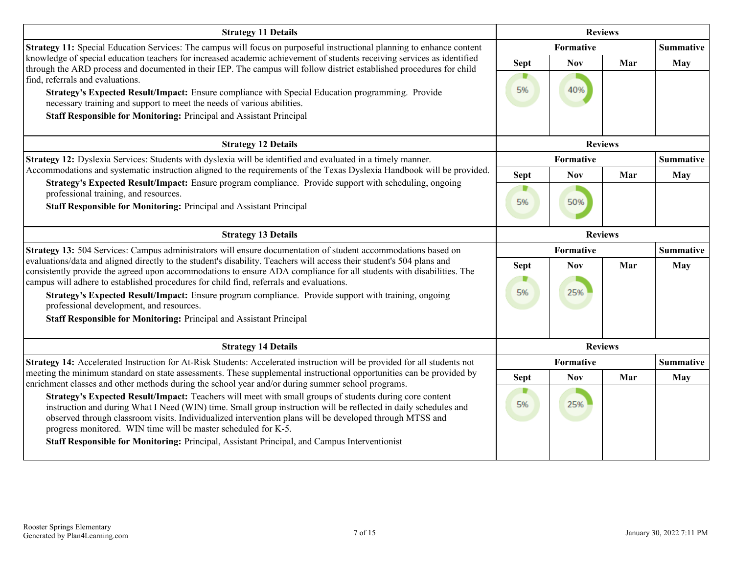| Strategy 11 Details | Reviews | | | |
|---|---|---|---|---|
| | Formative | | | Summative |
| **Strategy 11:** Special Education Services: The campus will focus on purposeful instructional planning to enhance content knowledge of special education teachers for increased academic achievement of students receiving services as identified through the ARD process and documented in their IEP. The campus will follow district established procedures for child find, referrals and evaluations.<br>**Strategy's Expected Result/Impact:** Ensure compliance with Special Education programming. Provide necessary training and support to meet the needs of various abilities.<br>**Staff Responsible for Monitoring:** Principal and Assistant Principal | Sept | Nov | Mar | May |
| | 5% | 40% | | |

| Strategy 12 Details | Reviews | | | |
|---|---|---|---|---|
| | Formative | | | Summative |
| **Strategy 12:** Dyslexia Services: Students with dyslexia will be identified and evaluated in a timely manner. Accommodations and systematic instruction aligned to the requirements of the Texas Dyslexia Handbook will be provided.<br>**Strategy's Expected Result/Impact:** Ensure program compliance. Provide support with scheduling, ongoing professional training, and resources.<br>**Staff Responsible for Monitoring:** Principal and Assistant Principal | Sept | Nov | Mar | May |
| | 5% | 50% | | |

| Strategy 13 Details | Reviews | | | |
|---|---|---|---|---|
| | Formative | | | Summative |
| **Strategy 13:** 504 Services: Campus administrators will ensure documentation of student accommodations based on evaluations/data and aligned directly to the student's disability. Teachers will access their student's 504 plans and consistently provide the agreed upon accommodations to ensure ADA compliance for all students with disabilities. The campus will adhere to established procedures for child find, referrals and evaluations.<br>**Strategy's Expected Result/Impact:** Ensure program compliance. Provide support with training, ongoing professional development, and resources.<br>**Staff Responsible for Monitoring:** Principal and Assistant Principal | Sept | Nov | Mar | May |
| | 5% | 25% | | |

| Strategy 14 Details | Reviews | | | |
|---|---|---|---|---|
| | Formative | | | Summative |
| **Strategy 14:** Accelerated Instruction for At-Risk Students: Accelerated instruction will be provided for all students not meeting the minimum standard on state assessments. These supplemental instructional opportunities can be provided by enrichment classes and other methods during the school year and/or during summer school programs.<br>**Strategy's Expected Result/Impact:** Teachers will meet with small groups of students during core content instruction and during What I Need (WIN) time. Small group instruction will be reflected in daily schedules and observed through classroom visits. Individualized intervention plans will be developed through MTSS and progress monitored. WIN time will be master scheduled for K-5.<br>**Staff Responsible for Monitoring:** Principal, Assistant Principal, and Campus Interventionist | Sept | Nov | Mar | May |
| | 5% | 25% | | |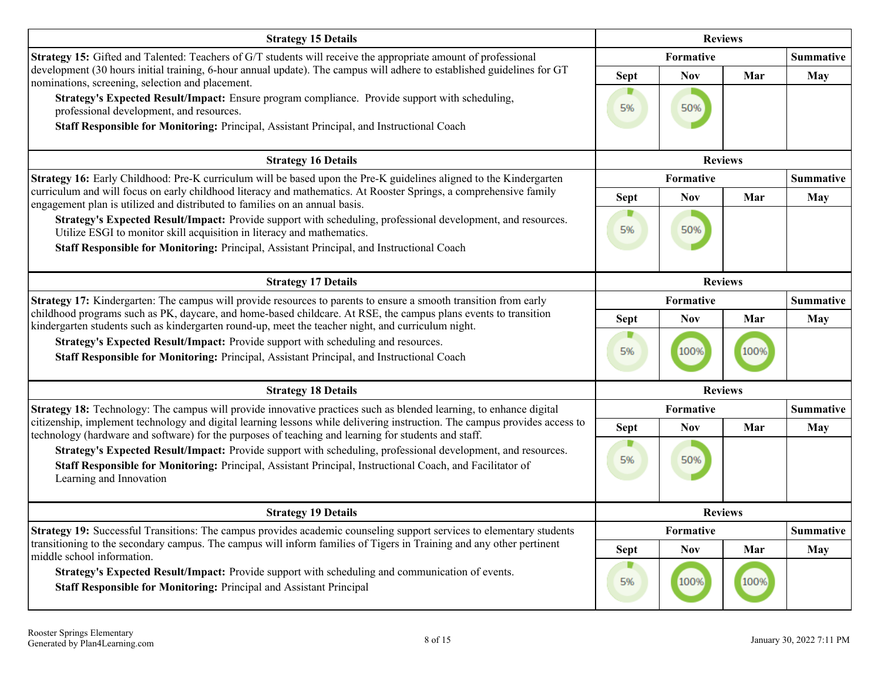| Strategy 15 Details | Reviews | | | |
|---|---|---|---|---|
| **Strategy 15:** Gifted and Talented: Teachers of G/T students will receive the appropriate amount of professional development (30 hours initial training, 6-hour annual update). The campus will adhere to established guidelines for GT nominations, screening, selection and placement.<br>**Strategy's Expected Result/Impact:** Ensure program compliance. Provide support with scheduling, professional development, and resources.<br>**Staff Responsible for Monitoring:** Principal, Assistant Principal, and Instructional Coach | **Formative** | | | **Summative** |
| | **Sept** | **Nov** | **Mar** | **May** |
| | 5% | 50% | | |

| Strategy 16 Details | Reviews | | | |
|---|---|---|---|---|
| **Strategy 16:** Early Childhood: Pre-K curriculum will be based upon the Pre-K guidelines aligned to the Kindergarten curriculum and will focus on early childhood literacy and mathematics. At Rooster Springs, a comprehensive family engagement plan is utilized and distributed to families on an annual basis.<br>**Strategy's Expected Result/Impact:** Provide support with scheduling, professional development, and resources. Utilize ESGI to monitor skill acquisition in literacy and mathematics.<br>**Staff Responsible for Monitoring:** Principal, Assistant Principal, and Instructional Coach | **Formative** | | | **Summative** |
| | **Sept** | **Nov** | **Mar** | **May** |
| | 5% | 50% | | |

| Strategy 17 Details | Reviews | | | |
|---|---|---|---|---|
| **Strategy 17:** Kindergarten: The campus will provide resources to parents to ensure a smooth transition from early childhood programs such as PK, daycare, and home-based childcare. At RSE, the campus plans events to transition kindergarten students such as kindergarten round-up, meet the teacher night, and curriculum night.<br>**Strategy's Expected Result/Impact:** Provide support with scheduling and resources.<br>**Staff Responsible for Monitoring:** Principal, Assistant Principal, and Instructional Coach | **Formative** | | | **Summative** |
| | **Sept** | **Nov** | **Mar** | **May** |
| | 5% | 100% | 100% | |

| Strategy 18 Details | Reviews | | | |
|---|---|---|---|---|
| **Strategy 18:** Technology: The campus will provide innovative practices such as blended learning, to enhance digital citizenship, implement technology and digital learning lessons while delivering instruction. The campus provides access to technology (hardware and software) for the purposes of teaching and learning for students and staff.<br>**Strategy's Expected Result/Impact:** Provide support with scheduling, professional development, and resources.<br>**Staff Responsible for Monitoring:** Principal, Assistant Principal, Instructional Coach, and Facilitator of Learning and Innovation | **Formative** | | | **Summative** |
| | **Sept** | **Nov** | **Mar** | **May** |
| | 5% | 50% | | |

| Strategy 19 Details | Reviews | | | |
|---|---|---|---|---|
| **Strategy 19:** Successful Transitions: The campus provides academic counseling support services to elementary students transitioning to the secondary campus. The campus will inform families of Tigers in Training and any other pertinent middle school information.<br>**Strategy's Expected Result/Impact:** Provide support with scheduling and communication of events.<br>**Staff Responsible for Monitoring:** Principal and Assistant Principal | **Formative** | | | **Summative** |
| | **Sept** | **Nov** | **Mar** | **May** |
| | 5% | 100% | 100% | |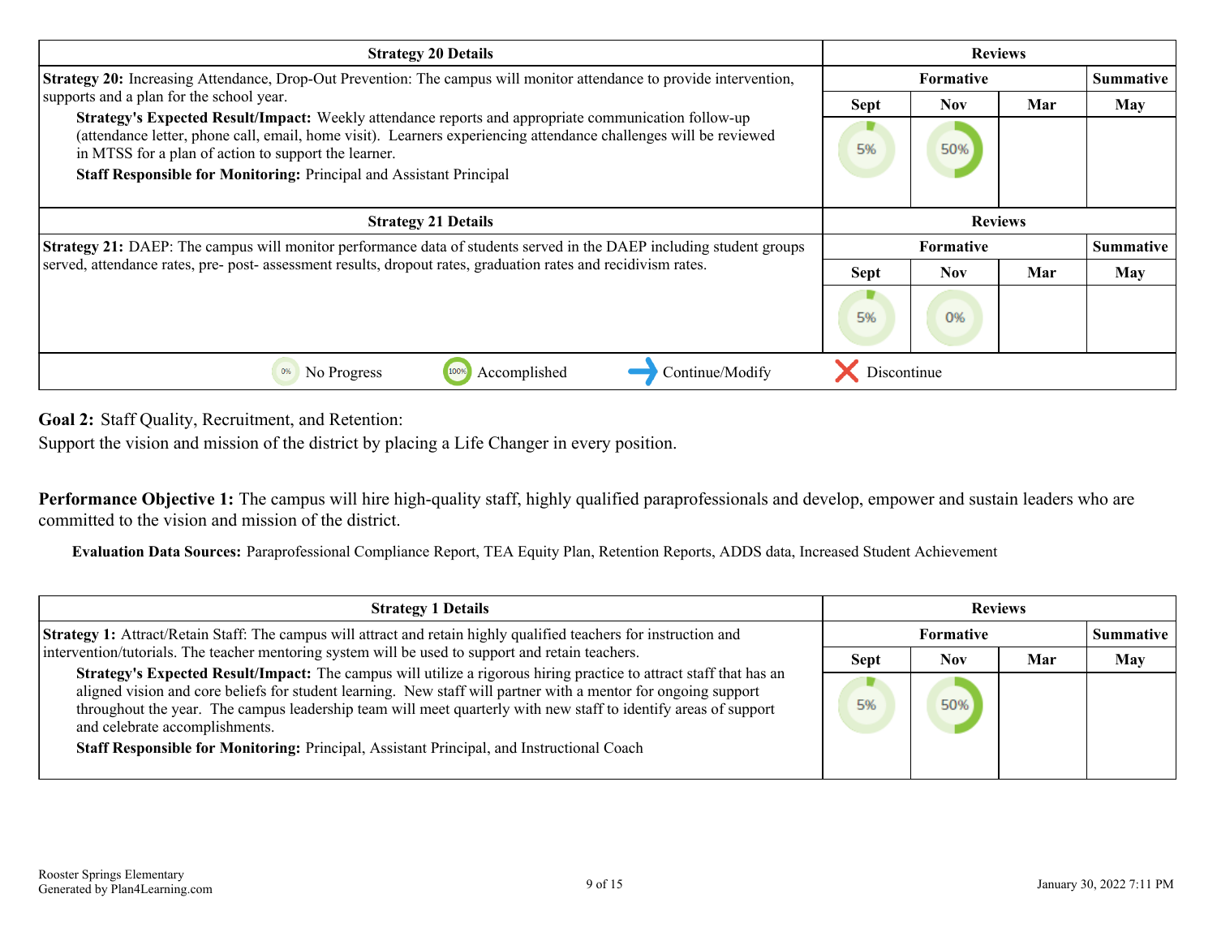| Strategy 20 Details | Reviews | | | |
|---|---|---|---|---|
| | Formative | | | Summative |
| **Strategy 20:** Increasing Attendance, Drop-Out Prevention: The campus will monitor attendance to provide intervention, supports and a plan for the school year.<br>**Strategy's Expected Result/Impact:** Weekly attendance reports and appropriate communication follow-up (attendance letter, phone call, email, home visit). Learners experiencing attendance challenges will be reviewed in MTSS for a plan of action to support the learner.<br>**Staff Responsible for Monitoring:** Principal and Assistant Principal | Sept | Nov | Mar | May |
| | 5% | 50% | | |

| Strategy 21 Details | Reviews | | | |
|---|---|---|---|---|
| | Formative | | | Summative |
| **Strategy 21:** DAEP: The campus will monitor performance data of students served in the DAEP including student groups served, attendance rates, pre- post- assessment results, dropout rates, graduation rates and recidivism rates. | Sept | Nov | Mar | May |
| | 5% | 0% | | |

0% No Progress | 100% Accomplished | → Continue/Modify | ✗ Discontinue

**Goal 2:** Staff Quality, Recruitment, and Retention:

Support the vision and mission of the district by placing a Life Changer in every position.

**Performance Objective 1:** The campus will hire high-quality staff, highly qualified paraprofessionals and develop, empower and sustain leaders who are committed to the vision and mission of the district.

**Evaluation Data Sources:** Paraprofessional Compliance Report, TEA Equity Plan, Retention Reports, ADDS data, Increased Student Achievement

| Strategy 1 Details | Reviews | | | |
|---|---|---|---|---|
| | Formative | | | Summative |
| **Strategy 1:** Attract/Retain Staff: The campus will attract and retain highly qualified teachers for instruction and intervention/tutorials. The teacher mentoring system will be used to support and retain teachers.<br>**Strategy's Expected Result/Impact:** The campus will utilize a rigorous hiring practice to attract staff that has an aligned vision and core beliefs for student learning. New staff will partner with a mentor for ongoing support throughout the year. The campus leadership team will meet quarterly with new staff to identify areas of support and celebrate accomplishments.<br>**Staff Responsible for Monitoring:** Principal, Assistant Principal, and Instructional Coach | Sept | Nov | Mar | May |
| | 5% | 50% | | |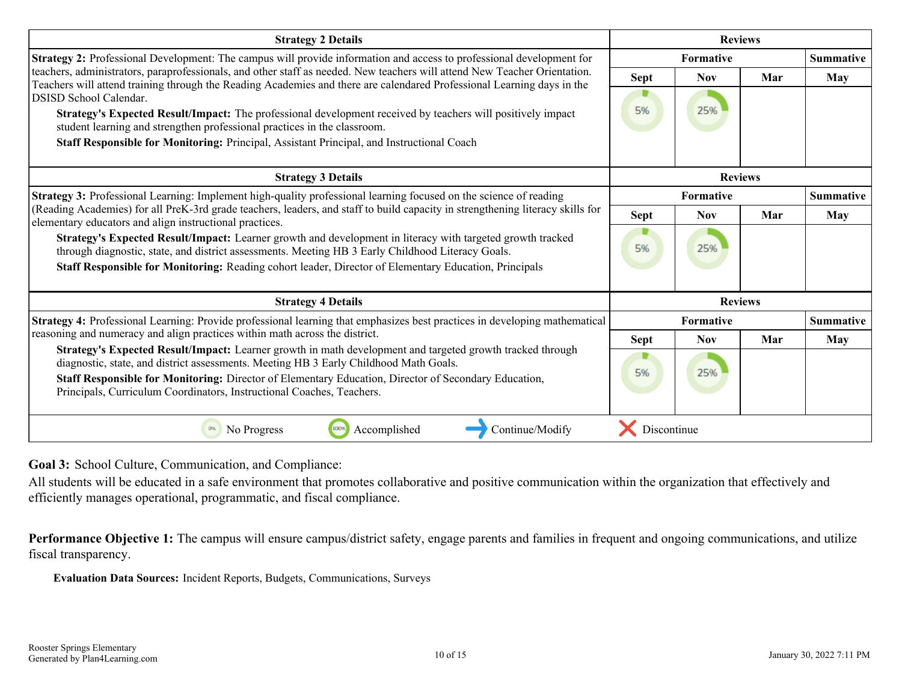| Strategy 2 Details | Reviews | | | |
|---|---|---|---|---|
| **Strategy 2:** Professional Development: The campus will provide information and access to professional development for teachers, administrators, paraprofessionals, and other staff as needed. New teachers will attend New Teacher Orientation. Teachers will attend training through the Reading Academies and there are calendared Professional Learning days in the DSISD School Calendar. | Formative | | | Summative |
| **Strategy's Expected Result/Impact:** The professional development received by teachers will positively impact student learning and strengthen professional practices in the classroom. | Sept | Nov | Mar | May |
| **Staff Responsible for Monitoring:** Principal, Assistant Principal, and Instructional Coach | 5% | 25% | | |

| Strategy 3 Details | Reviews | | | |
|---|---|---|---|---|
| **Strategy 3:** Professional Learning: Implement high-quality professional learning focused on the science of reading (Reading Academies) for all PreK-3rd grade teachers, leaders, and staff to build capacity in strengthening literacy skills for elementary educators and align instructional practices. | Formative | | | Summative |
| **Strategy's Expected Result/Impact:** Learner growth and development in literacy with targeted growth tracked through diagnostic, state, and district assessments. Meeting HB 3 Early Childhood Literacy Goals. | Sept | Nov | Mar | May |
| **Staff Responsible for Monitoring:** Reading cohort leader, Director of Elementary Education, Principals | 5% | 25% | | |

| Strategy 4 Details | Reviews | | | |
|---|---|---|---|---|
| **Strategy 4:** Professional Learning: Provide professional learning that emphasizes best practices in developing mathematical reasoning and numeracy and align practices within math across the district. | Formative | | | Summative |
| **Strategy's Expected Result/Impact:** Learner growth in math development and targeted growth tracked through diagnostic, state, and district assessments. Meeting HB 3 Early Childhood Math Goals. | Sept | Nov | Mar | May |
| **Staff Responsible for Monitoring:** Director of Elementary Education, Director of Secondary Education, Principals, Curriculum Coordinators, Instructional Coaches, Teachers. | 5% | 25% | | |

0% No Progress | 100% Accomplished | → Continue/Modify | ✕ Discontinue

**Goal 3:** School Culture, Communication, and Compliance:

All students will be educated in a safe environment that promotes collaborative and positive communication within the organization that effectively and efficiently manages operational, programmatic, and fiscal compliance.

**Performance Objective 1:** The campus will ensure campus/district safety, engage parents and families in frequent and ongoing communications, and utilize fiscal transparency.

**Evaluation Data Sources:** Incident Reports, Budgets, Communications, Surveys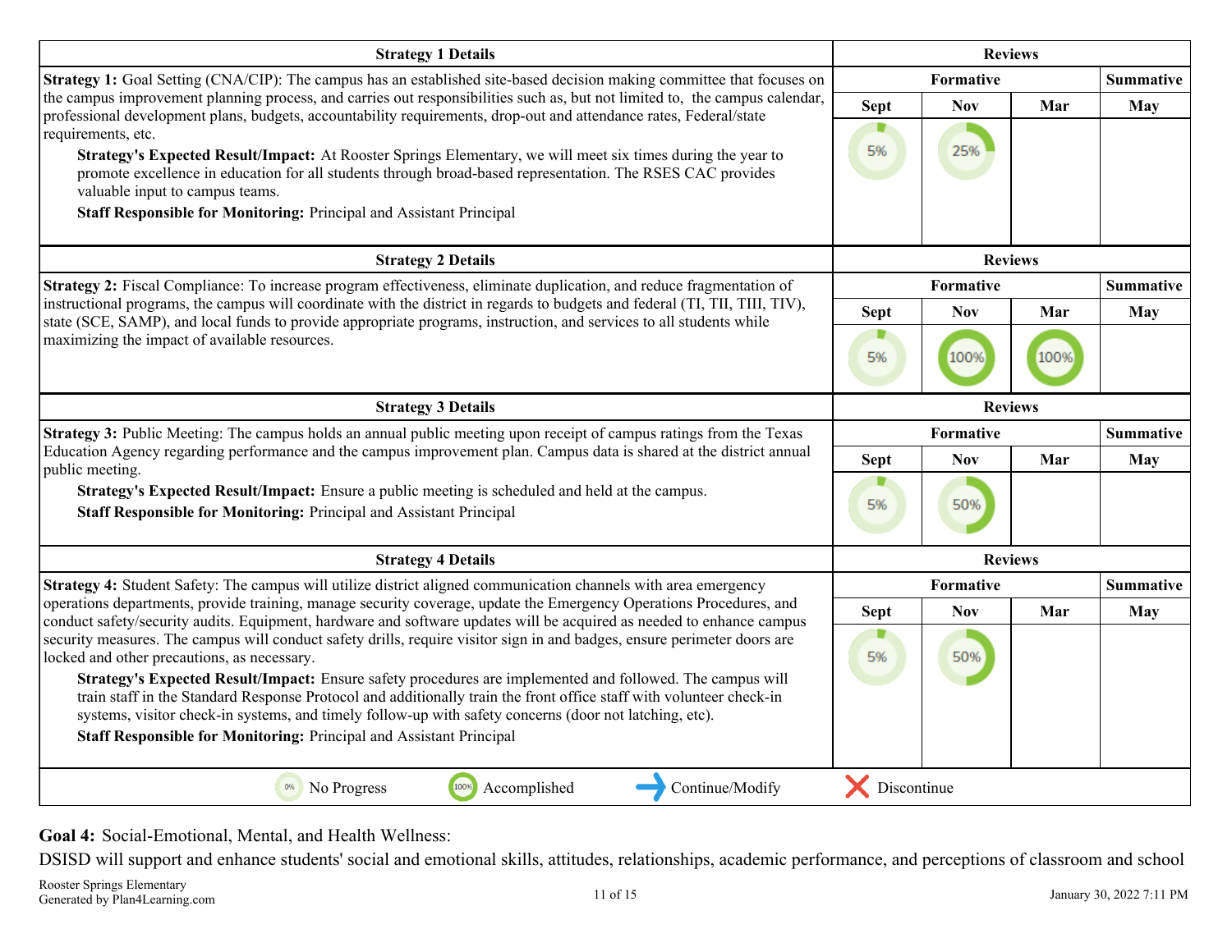| Strategy 1 Details | Reviews | | | |
|---|---|---|---|---|
| **Strategy 1:** Goal Setting (CNA/CIP): The campus has an established site-based decision making committee that focuses on the campus improvement planning process, and carries out responsibilities such as, but not limited to, the campus calendar, professional development plans, budgets, accountability requirements, drop-out and attendance rates, Federal/state requirements, etc. **Strategy's Expected Result/Impact:** At Rooster Springs Elementary, we will meet six times during the year to promote excellence in education for all students through broad-based representation. The RSES CAC provides valuable input to campus teams. **Staff Responsible for Monitoring:** Principal and Assistant Principal | Formative | | | Summative |
| | Sept | Nov | Mar | May |
| | 5% | 25% | | |

| Strategy 2 Details | Reviews | | | |
|---|---|---|---|---|
| **Strategy 2:** Fiscal Compliance: To increase program effectiveness, eliminate duplication, and reduce fragmentation of instructional programs, the campus will coordinate with the district in regards to budgets and federal (TI, TII, TIII, TIV), state (SCE, SAMP), and local funds to provide appropriate programs, instruction, and services to all students while maximizing the impact of available resources. | Formative | | | Summative |
| | Sept | Nov | Mar | May |
| | 5% | 100% | 100% | |

| Strategy 3 Details | Reviews | | | |
|---|---|---|---|---|
| **Strategy 3:** Public Meeting: The campus holds an annual public meeting upon receipt of campus ratings from the Texas Education Agency regarding performance and the campus improvement plan. Campus data is shared at the district annual public meeting. **Strategy's Expected Result/Impact:** Ensure a public meeting is scheduled and held at the campus. **Staff Responsible for Monitoring:** Principal and Assistant Principal | Formative | | | Summative |
| | Sept | Nov | Mar | May |
| | 5% | 50% | | |

| Strategy 4 Details | Reviews | | | |
|---|---|---|---|---|
| **Strategy 4:** Student Safety: The campus will utilize district aligned communication channels with area emergency operations departments, provide training, manage security coverage, update the Emergency Operations Procedures, and conduct safety/security audits. Equipment, hardware and software updates will be acquired as needed to enhance campus security measures. The campus will conduct safety drills, require visitor sign in and badges, ensure perimeter doors are locked and other precautions, as necessary. **Strategy's Expected Result/Impact:** Ensure safety procedures are implemented and followed. The campus will train staff in the Standard Response Protocol and additionally train the front office staff with volunteer check-in systems, visitor check-in systems, and timely follow-up with safety concerns (door not latching, etc). **Staff Responsible for Monitoring:** Principal and Assistant Principal | Formative | | | Summative |
| | Sept | Nov | Mar | May |
| | 5% | 50% | | |

0% No Progress | 100% Accomplished | Continue/Modify | Discontinue

**Goal 4:** Social-Emotional, Mental, and Health Wellness:

DSISD will support and enhance students' social and emotional skills, attitudes, relationships, academic performance, and perceptions of classroom and school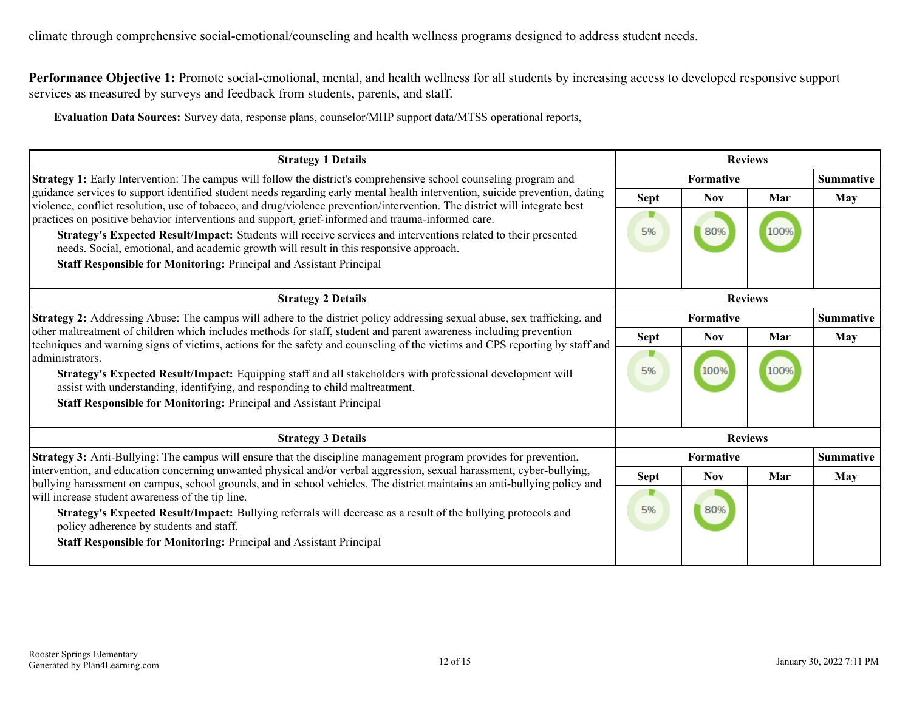climate through comprehensive social-emotional/counseling and health wellness programs designed to address student needs.

**Performance Objective 1:** Promote social-emotional, mental, and health wellness for all students by increasing access to developed responsive support services as measured by surveys and feedback from students, parents, and staff.

**Evaluation Data Sources:** Survey data, response plans, counselor/MHP support data/MTSS operational reports,

| Strategy 1 Details | Reviews | | | |
|---|---|---|---|---|
| | Formative | | | Summative |
| | Sept | Nov | Mar | May |
| **Strategy 1:** Early Intervention: The campus will follow the district's comprehensive school counseling program and guidance services to support identified student needs regarding early mental health intervention, suicide prevention, dating violence, conflict resolution, use of tobacco, and drug/violence prevention/intervention. The district will integrate best practices on positive behavior interventions and support, grief-informed and trauma-informed care.<br>**Strategy's Expected Result/Impact:** Students will receive services and interventions related to their presented needs. Social, emotional, and academic growth will result in this responsive approach.<br>**Staff Responsible for Monitoring:** Principal and Assistant Principal | 5% | 80% | 100% | |

| Strategy 2 Details | Reviews | | | |
|---|---|---|---|---|
| | Formative | | | Summative |
| | Sept | Nov | Mar | May |
| **Strategy 2:** Addressing Abuse: The campus will adhere to the district policy addressing sexual abuse, sex trafficking, and other maltreatment of children which includes methods for staff, student and parent awareness including prevention techniques and warning signs of victims, actions for the safety and counseling of the victims and CPS reporting by staff and administrators.<br>**Strategy's Expected Result/Impact:** Equipping staff and all stakeholders with professional development will assist with understanding, identifying, and responding to child maltreatment.<br>**Staff Responsible for Monitoring:** Principal and Assistant Principal | 5% | 100% | 100% | |

| Strategy 3 Details | Reviews | | | |
|---|---|---|---|---|
| | Formative | | | Summative |
| | Sept | Nov | Mar | May |
| **Strategy 3:** Anti-Bullying: The campus will ensure that the discipline management program provides for prevention, intervention, and education concerning unwanted physical and/or verbal aggression, sexual harassment, cyber-bullying, bullying harassment on campus, school grounds, and in school vehicles. The district maintains an anti-bullying policy and will increase student awareness of the tip line.<br>**Strategy's Expected Result/Impact:** Bullying referrals will decrease as a result of the bullying protocols and policy adherence by students and staff.<br>**Staff Responsible for Monitoring:** Principal and Assistant Principal | 5% | 80% | | |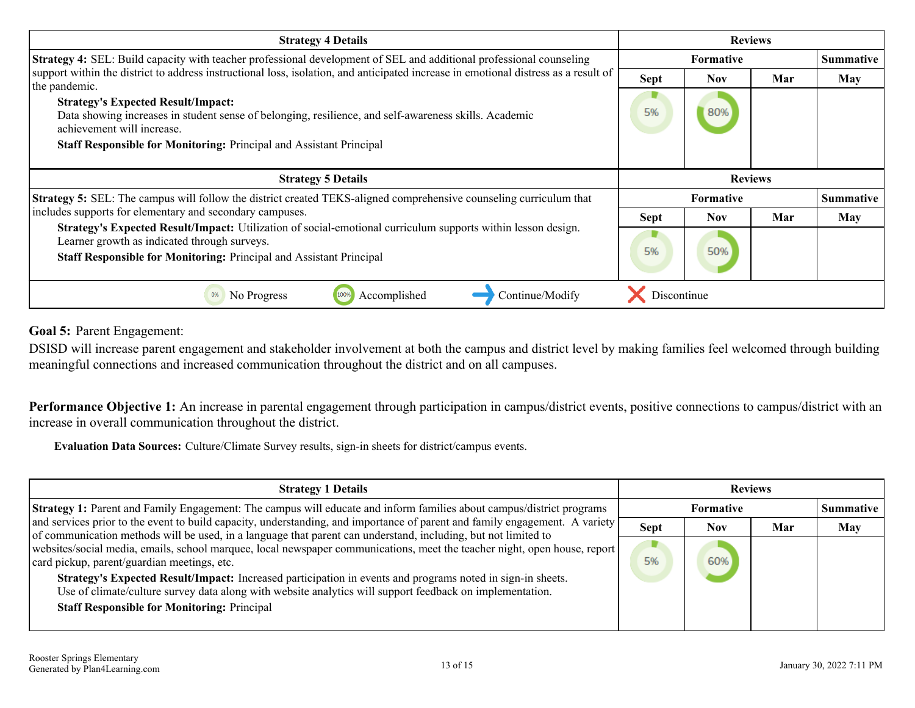| Strategy 4 Details | Reviews | | | |
|---|---|---|---|---|
| | Formative | | | Summative |
| | Sept | Nov | Mar | May |
| **Strategy 4:** SEL: Build capacity with teacher professional development of SEL and additional professional counseling support within the district to address instructional loss, isolation, and anticipated increase in emotional distress as a result of the pandemic.<br>**Strategy's Expected Result/Impact:** Data showing increases in student sense of belonging, resilience, and self-awareness skills. Academic achievement will increase.<br>**Staff Responsible for Monitoring:** Principal and Assistant Principal | 5% | 80% | | |

| Strategy 5 Details | Reviews | | | |
|---|---|---|---|---|
| | Formative | | | Summative |
| | Sept | Nov | Mar | May |
| **Strategy 5:** SEL: The campus will follow the district created TEKS-aligned comprehensive counseling curriculum that includes supports for elementary and secondary campuses.<br>**Strategy's Expected Result/Impact:** Utilization of social-emotional curriculum supports within lesson design. Learner growth as indicated through surveys.<br>**Staff Responsible for Monitoring:** Principal and Assistant Principal | 5% | 50% | | |

0% No Progress | 100% Accomplished | → Continue/Modify | X Discontinue

**Goal 5:** Parent Engagement:

DSISD will increase parent engagement and stakeholder involvement at both the campus and district level by making families feel welcomed through building meaningful connections and increased communication throughout the district and on all campuses.

**Performance Objective 1:** An increase in parental engagement through participation in campus/district events, positive connections to campus/district with an increase in overall communication throughout the district.

**Evaluation Data Sources:** Culture/Climate Survey results, sign-in sheets for district/campus events.

| Strategy 1 Details | Reviews | | | |
|---|---|---|---|---|
| | Formative | | | Summative |
| | Sept | Nov | Mar | May |
| **Strategy 1:** Parent and Family Engagement: The campus will educate and inform families about campus/district programs and services prior to the event to build capacity, understanding, and importance of parent and family engagement. A variety of communication methods will be used, in a language that parent can understand, including, but not limited to websites/social media, emails, school marquee, local newspaper communications, meet the teacher night, open house, report card pickup, parent/guardian meetings, etc.<br>**Strategy's Expected Result/Impact:** Increased participation in events and programs noted in sign-in sheets. Use of climate/culture survey data along with website analytics will support feedback on implementation.<br>**Staff Responsible for Monitoring:** Principal | 5% | 60% | | |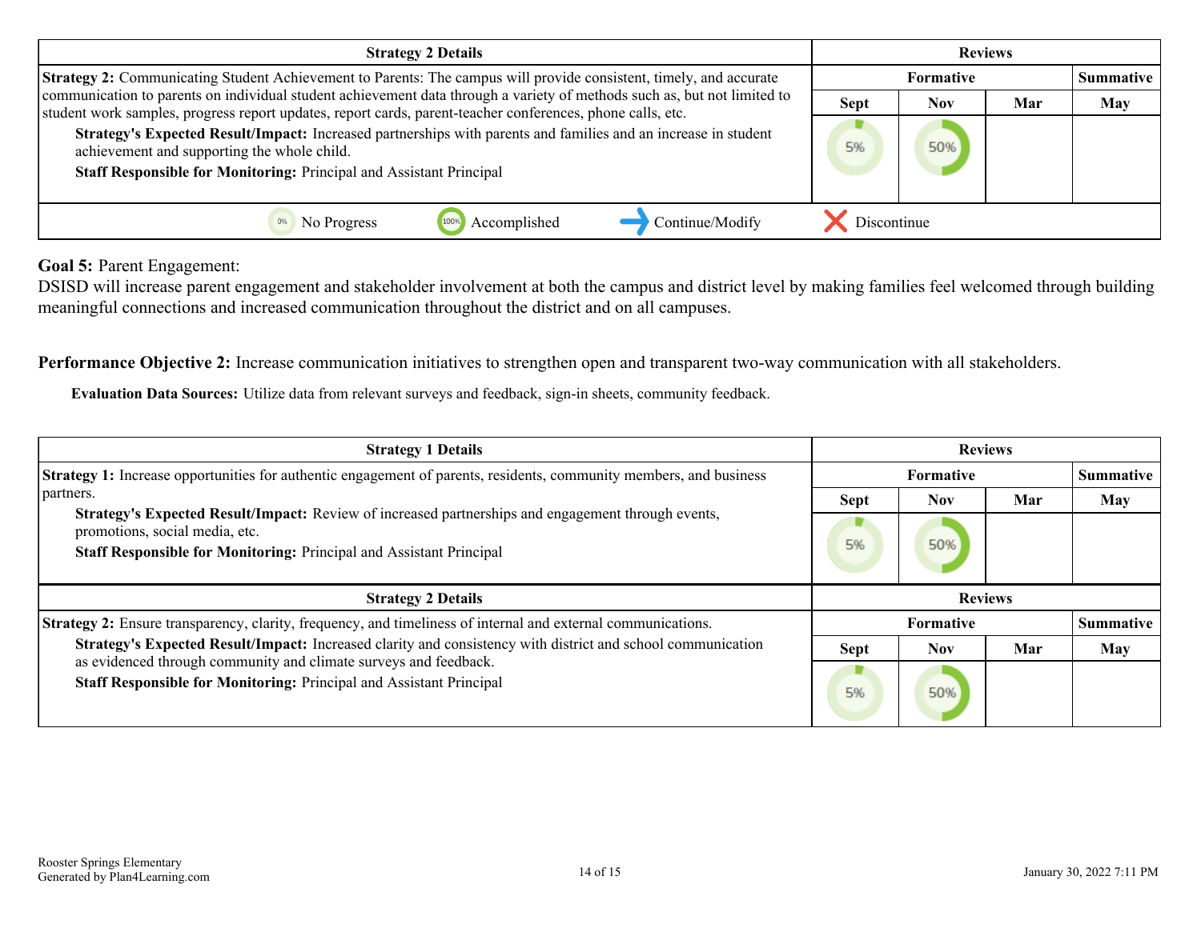| Strategy 2 Details | Reviews | | | |
|---|---|---|---|---|
| | Formative | | | Summative |
| | Sept | Nov | Mar | May |
| **Strategy 2:** Communicating Student Achievement to Parents: The campus will provide consistent, timely, and accurate communication to parents on individual student achievement data through a variety of methods such as, but not limited to student work samples, progress report updates, report cards, parent-teacher conferences, phone calls, etc.<br>**Strategy's Expected Result/Impact:** Increased partnerships with parents and families and an increase in student achievement and supporting the whole child.<br>**Staff Responsible for Monitoring:** Principal and Assistant Principal | 5% | 50% | | |

0% No Progress | 100% Accomplished | Continue/Modify | Discontinue

**Goal 5:** Parent Engagement:
DSISD will increase parent engagement and stakeholder involvement at both the campus and district level by making families feel welcomed through building meaningful connections and increased communication throughout the district and on all campuses.

**Performance Objective 2:** Increase communication initiatives to strengthen open and transparent two-way communication with all stakeholders.

**Evaluation Data Sources:** Utilize data from relevant surveys and feedback, sign-in sheets, community feedback.

| Strategy 1 Details | Reviews | | | |
|---|---|---|---|---|
| | Formative | | | Summative |
| | Sept | Nov | Mar | May |
| **Strategy 1:** Increase opportunities for authentic engagement of parents, residents, community members, and business partners.<br>**Strategy's Expected Result/Impact:** Review of increased partnerships and engagement through events, promotions, social media, etc.<br>**Staff Responsible for Monitoring:** Principal and Assistant Principal | 5% | 50% | | |

| Strategy 2 Details | Reviews | | | |
|---|---|---|---|---|
| | Formative | | | Summative |
| | Sept | Nov | Mar | May |
| **Strategy 2:** Ensure transparency, clarity, frequency, and timeliness of internal and external communications.<br>**Strategy's Expected Result/Impact:** Increased clarity and consistency with district and school communication as evidenced through community and climate surveys and feedback.<br>**Staff Responsible for Monitoring:** Principal and Assistant Principal | 5% | 50% | | |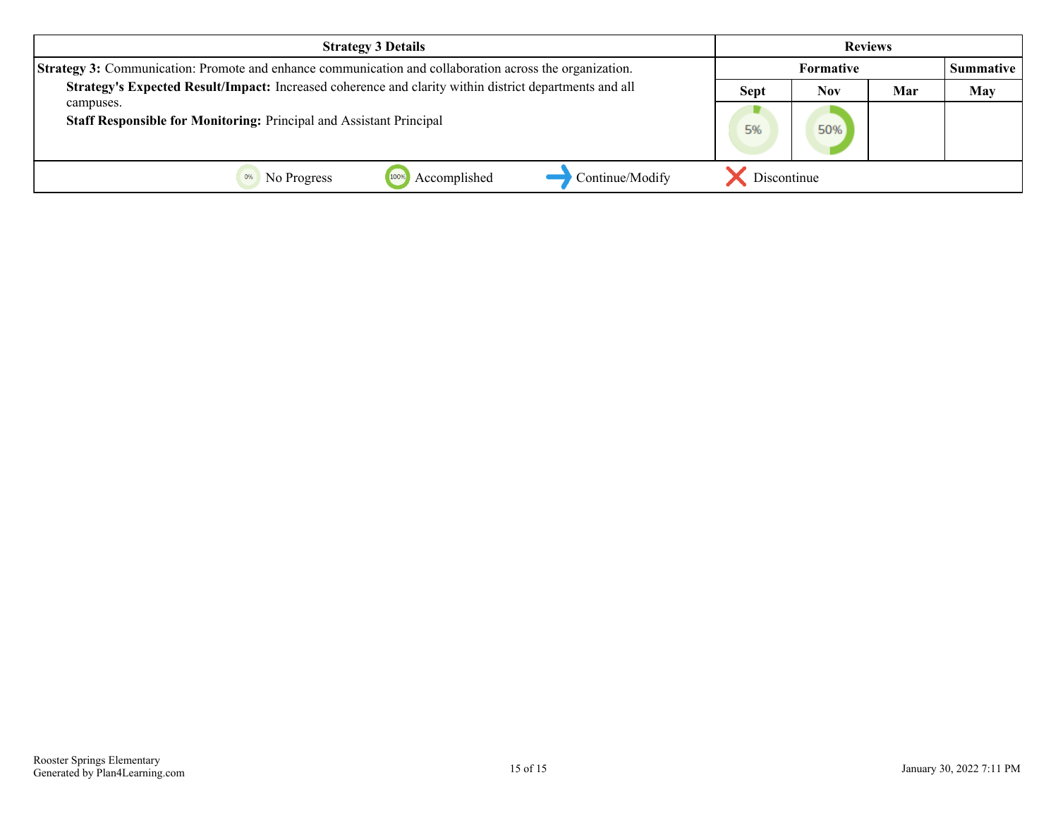| Strategy 3 Details | Reviews | | | |
|---|---|---|---|---|
| | Formative | | | Summative |
| **Strategy 3:** Communication: Promote and enhance communication and collaboration across the organization.<br>**Strategy's Expected Result/Impact:** Increased coherence and clarity within district departments and all campuses.<br>**Staff Responsible for Monitoring:** Principal and Assistant Principal | Sept | Nov | Mar | May |
| | 5% | 50% | | |

0% No Progress | 100% Accomplished | Continue/Modify | Discontinue